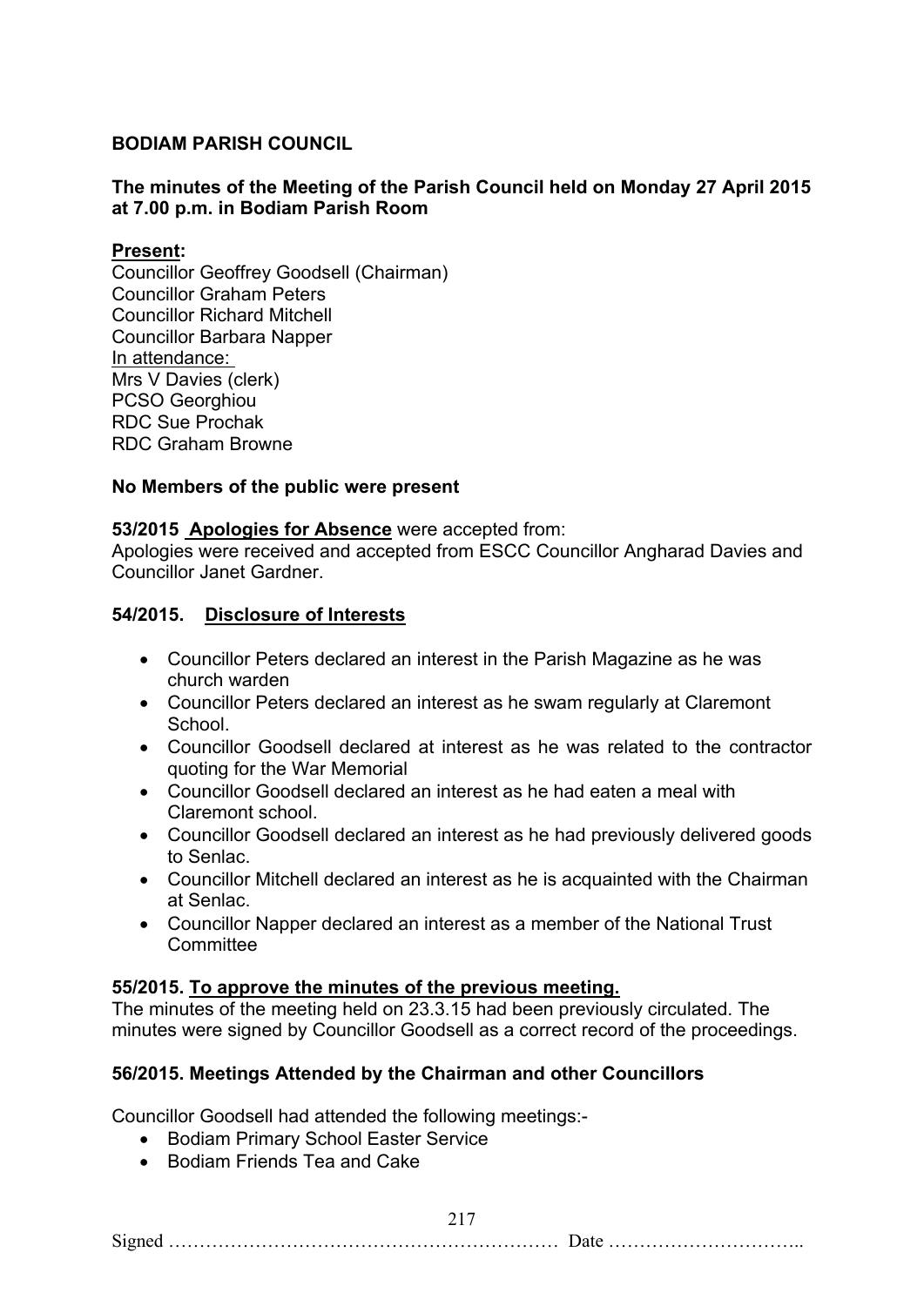**BODIAM PARISH COUNCIL**

**The minutes of the Meeting of the Parish Council held on Monday 27 April 2015 at 7.00 p.m. in Bodiam Parish Room**

**Present:**
Councillor Geoffrey Goodsell (Chairman)
Councillor Graham Peters
Councillor Richard Mitchell
Councillor Barbara Napper
In attendance:
Mrs V Davies (clerk)
PCSO Georghiou
RDC Sue Prochak
RDC Graham Browne

**No Members of the public were present**

**53/2015 Apologies for Absence** were accepted from:
Apologies were received and accepted from ESCC Councillor Angharad Davies and Councillor Janet Gardner.

**54/2015. Disclosure of Interests**

- Councillor Peters declared an interest in the Parish Magazine as he was church warden
- Councillor Peters declared an interest as he swam regularly at Claremont School.
- Councillor Goodsell declared at interest as he was related to the contractor quoting for the War Memorial
- Councillor Goodsell declared an interest as he had eaten a meal with Claremont school.
- Councillor Goodsell declared an interest as he had previously delivered goods to Senlac.
- Councillor Mitchell declared an interest as he is acquainted with the Chairman at Senlac.
- Councillor Napper declared an interest as a member of the National Trust Committee

**55/2015. To approve the minutes of the previous meeting.**
The minutes of the meeting held on 23.3.15 had been previously circulated. The minutes were signed by Councillor Goodsell as a correct record of the proceedings.

**56/2015. Meetings Attended by the Chairman and other Councillors**

Councillor Goodsell had attended the following meetings:-

- Bodiam Primary School Easter Service
- Bodiam Friends Tea and Cake

Signed ……………………………………………………… Date …………………………..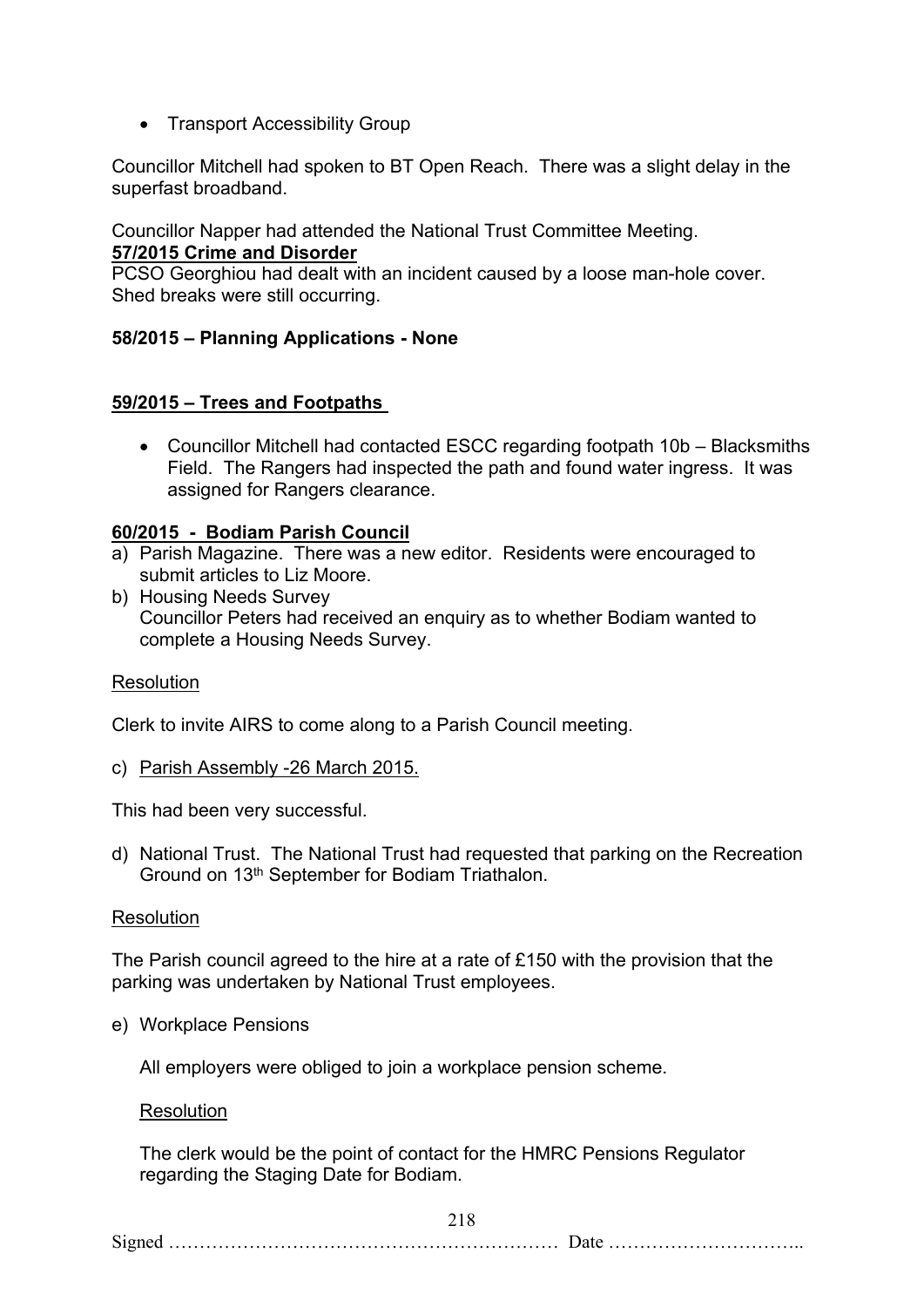- Transport Accessibility Group

Councillor Mitchell had spoken to BT Open Reach. There was a slight delay in the superfast broadband.

Councillor Napper had attended the National Trust Committee Meeting.

**57/2015 Crime and Disorder**

PCSO Georghiou had dealt with an incident caused by a loose man-hole cover. Shed breaks were still occurring.

**58/2015 – Planning Applications - None**

**59/2015 – Trees and Footpaths**

- Councillor Mitchell had contacted ESCC regarding footpath 10b – Blacksmiths Field. The Rangers had inspected the path and found water ingress. It was assigned for Rangers clearance.

**60/2015 - Bodiam Parish Council**

a) Parish Magazine. There was a new editor. Residents were encouraged to submit articles to Liz Moore.
b) Housing Needs Survey
   Councillor Peters had received an enquiry as to whether Bodiam wanted to complete a Housing Needs Survey.

Resolution

Clerk to invite AIRS to come along to a Parish Council meeting.

c) Parish Assembly -26 March 2015.

This had been very successful.

d) National Trust. The National Trust had requested that parking on the Recreation Ground on 13th September for Bodiam Triathalon.

Resolution

The Parish council agreed to the hire at a rate of £150 with the provision that the parking was undertaken by National Trust employees.

e) Workplace Pensions

   All employers were obliged to join a workplace pension scheme.

   Resolution

   The clerk would be the point of contact for the HMRC Pensions Regulator regarding the Staging Date for Bodiam.

Signed ……………………………………………………… Date …………………………..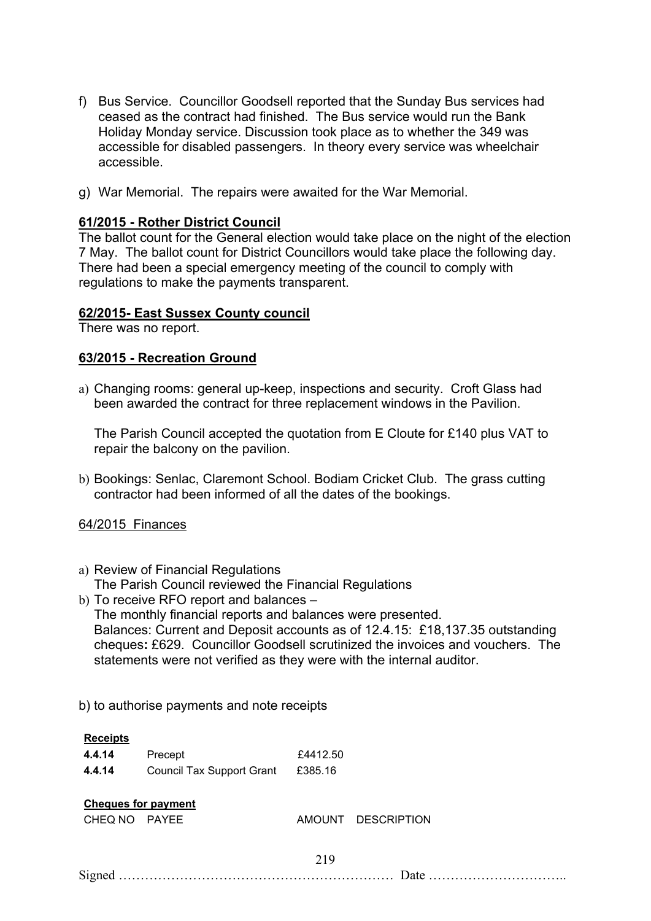f) Bus Service. Councillor Goodsell reported that the Sunday Bus services had ceased as the contract had finished. The Bus service would run the Bank Holiday Monday service. Discussion took place as to whether the 349 was accessible for disabled passengers. In theory every service was wheelchair accessible.

g) War Memorial. The repairs were awaited for the War Memorial.

**61/2015 - Rother District Council**

The ballot count for the General election would take place on the night of the election 7 May. The ballot count for District Councillors would take place the following day. There had been a special emergency meeting of the council to comply with regulations to make the payments transparent.

**62/2015- East Sussex County council**

There was no report.

**63/2015 - Recreation Ground**

a) Changing rooms: general up-keep, inspections and security. Croft Glass had been awarded the contract for three replacement windows in the Pavilion.

   The Parish Council accepted the quotation from E Cloute for £140 plus VAT to repair the balcony on the pavilion.

b) Bookings: Senlac, Claremont School. Bodiam Cricket Club. The grass cutting contractor had been informed of all the dates of the bookings.

64/2015 Finances

a) Review of Financial Regulations
   The Parish Council reviewed the Financial Regulations
b) To receive RFO report and balances –
   The monthly financial reports and balances were presented.
   Balances: Current and Deposit accounts as of 12.4.15: £18,137.35 outstanding cheques**:** £629. Councillor Goodsell scrutinized the invoices and vouchers. The statements were not verified as they were with the internal auditor.

b) to authorise payments and note receipts

**Receipts**

| | | |
|---|---|---|
| **4.4.14** | Precept | £4412.50 |
| **4.4.14** | Council Tax Support Grant | £385.16 |

**Cheques for payment**

| CHEQ NO | PAYEE | AMOUNT | DESCRIPTION |
|---|---|---|---|

Signed ……………………………………………………… Date …………………………..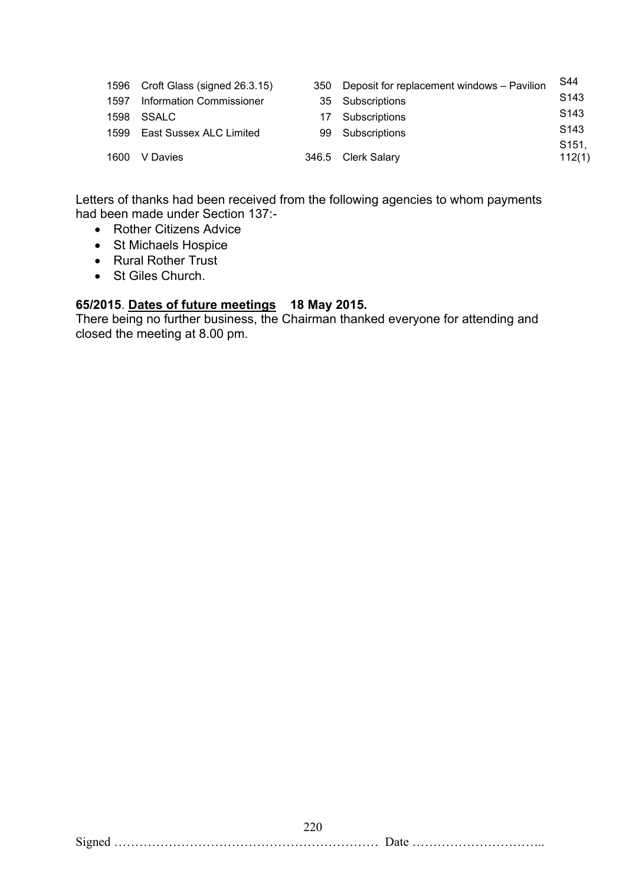| | | | | |
|---|---|---|---|---|
| 1596 | Croft Glass (signed 26.3.15) | 350 | Deposit for replacement windows – Pavilion | S44 |
| 1597 | Information Commissioner | 35 | Subscriptions | S143 |
| 1598 | SSALC | 17 | Subscriptions | S143 |
| 1599 | East Sussex ALC Limited | 99 | Subscriptions | S143 |
| 1600 | V Davies | 346.5 | Clerk Salary | S151, 112(1) |

Letters of thanks had been received from the following agencies to whom payments had been made under Section 137:-

- Rother Citizens Advice
- St Michaels Hospice
- Rural Rother Trust
- St Giles Church.

**65/2015**. **Dates of future meetings 18 May 2015.**

There being no further business, the Chairman thanked everyone for attending and closed the meeting at 8.00 pm.

Signed ……………………………………………………… Date …………………………..